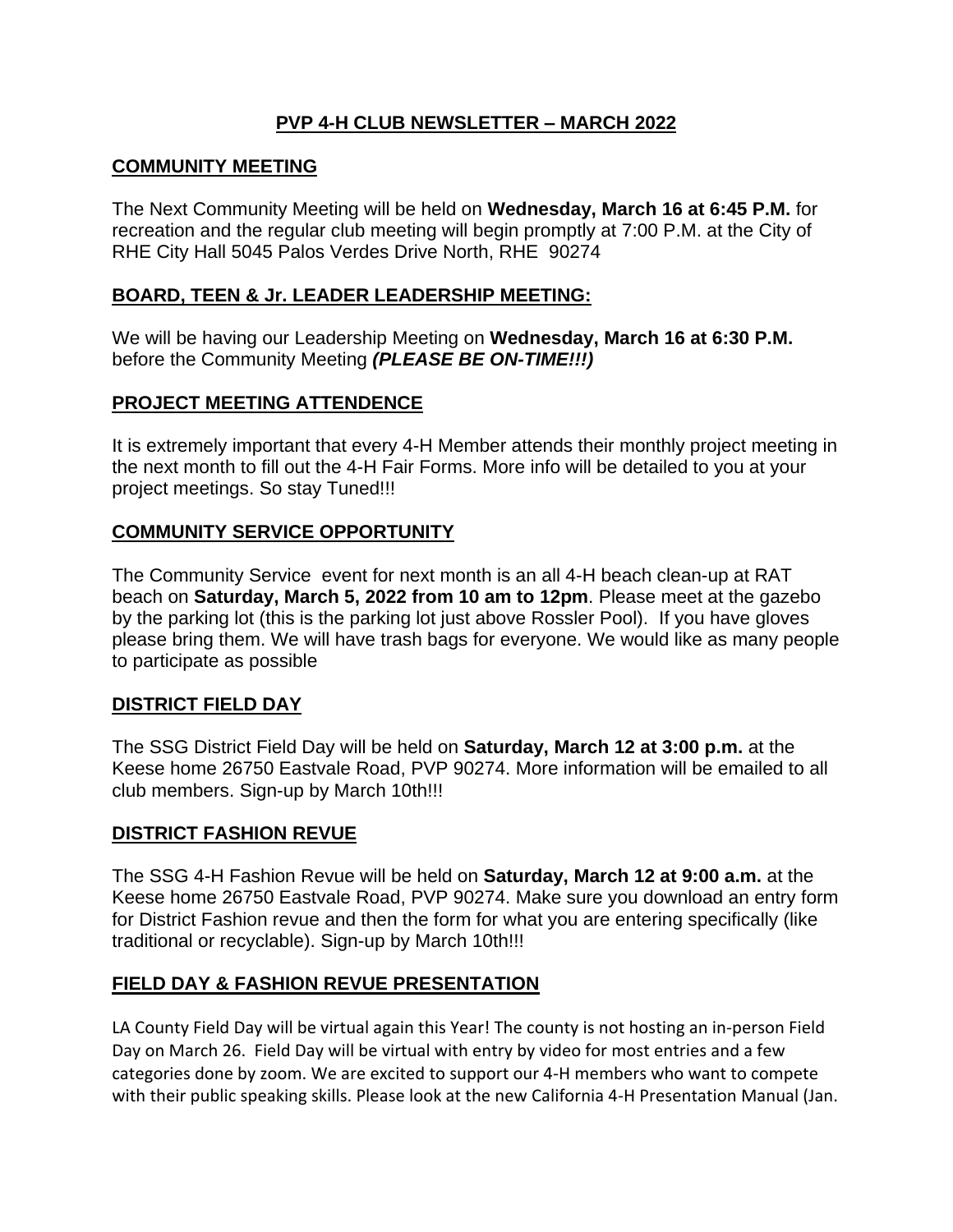# PVP 4-H CLUB NEWSLETTER – MARCH 2022

## COMMUNITY MEETING

The Next Community Meeting will be held on **Wednesday, March 16 at 6:45 P.M.** for recreation and the regular club meeting will begin promptly at 7:00 P.M. at the City of RHE City Hall 5045 Palos Verdes Drive North, RHE  90274

## BOARD, TEEN & Jr. LEADER LEADERSHIP MEETING:

We will be having our Leadership Meeting on **Wednesday, March 16 at 6:30 P.M.** before the Community Meeting ***(PLEASE BE ON-TIME!!!)***

## PROJECT MEETING ATTENDENCE

It is extremely important that every 4-H Member attends their monthly project meeting in the next month to fill out the 4-H Fair Forms. More info will be detailed to you at your project meetings. So stay Tuned!!!

## COMMUNITY SERVICE OPPORTUNITY

The Community Service  event for next month is an all 4-H beach clean-up at RAT beach on **Saturday, March 5, 2022 from 10 am to 12pm**. Please meet at the gazebo by the parking lot (this is the parking lot just above Rossler Pool).  If you have gloves please bring them. We will have trash bags for everyone. We would like as many people to participate as possible

## DISTRICT FIELD DAY

The SSG District Field Day will be held on **Saturday, March 12 at 3:00 p.m.** at the Keese home 26750 Eastvale Road, PVP 90274. More information will be emailed to all club members. Sign-up by March 10th!!!

## DISTRICT FASHION REVUE

The SSG 4-H Fashion Revue will be held on **Saturday, March 12 at 9:00 a.m.** at the Keese home 26750 Eastvale Road, PVP 90274. Make sure you download an entry form for District Fashion revue and then the form for what you are entering specifically (like traditional or recyclable). Sign-up by March 10th!!!

## FIELD DAY & FASHION REVUE PRESENTATION

LA County Field Day will be virtual again this Year! The county is not hosting an in-person Field Day on March 26.  Field Day will be virtual with entry by video for most entries and a few categories done by zoom. We are excited to support our 4-H members who want to compete with their public speaking skills. Please look at the new California 4-H Presentation Manual (Jan.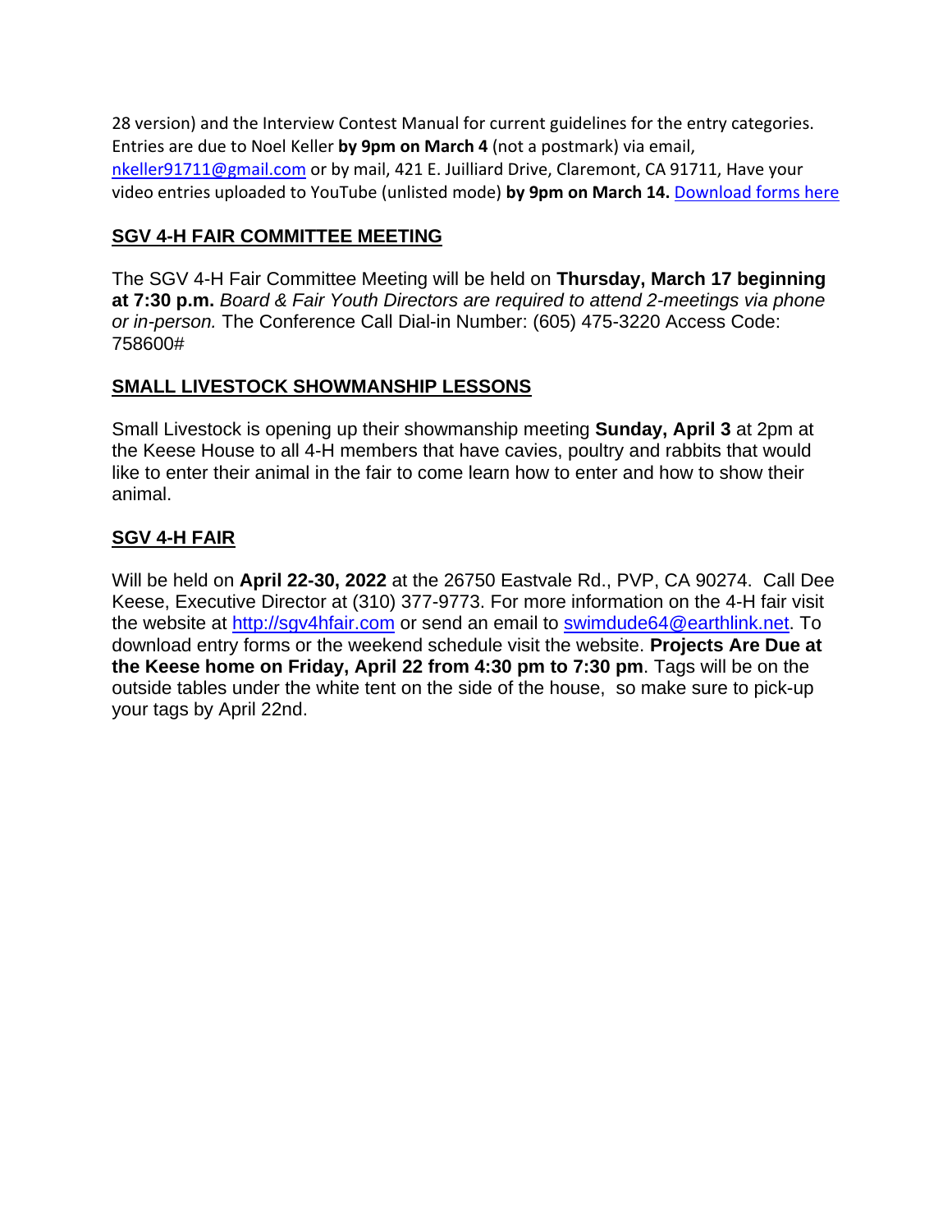28 version) and the Interview Contest Manual for current guidelines for the entry categories. Entries are due to Noel Keller **by 9pm on March 4** (not a postmark) via email, nkeller91711@gmail.com or by mail, 421 E. Juilliard Drive, Claremont, CA 91711, Have your video entries uploaded to YouTube (unlisted mode) **by 9pm on March 14.** Download forms here

## SGV 4-H FAIR COMMITTEE MEETING

The SGV 4-H Fair Committee Meeting will be held on **Thursday, March 17 beginning at 7:30 p.m.** *Board & Fair Youth Directors are required to attend 2-meetings via phone or in-person.* The Conference Call Dial-in Number: (605) 475-3220 Access Code: 758600#

## SMALL LIVESTOCK SHOWMANSHIP LESSONS

Small Livestock is opening up their showmanship meeting **Sunday, April 3** at 2pm at the Keese House to all 4-H members that have cavies, poultry and rabbits that would like to enter their animal in the fair to come learn how to enter and how to show their animal.

## SGV 4-H FAIR

Will be held on **April 22-30, 2022** at the 26750 Eastvale Rd., PVP, CA 90274. Call Dee Keese, Executive Director at (310) 377-9773. For more information on the 4-H fair visit the website at http://sgv4hfair.com or send an email to swimdude64@earthlink.net. To download entry forms or the weekend schedule visit the website. **Projects Are Due at the Keese home on Friday, April 22 from 4:30 pm to 7:30 pm**. Tags will be on the outside tables under the white tent on the side of the house, so make sure to pick-up your tags by April 22nd.